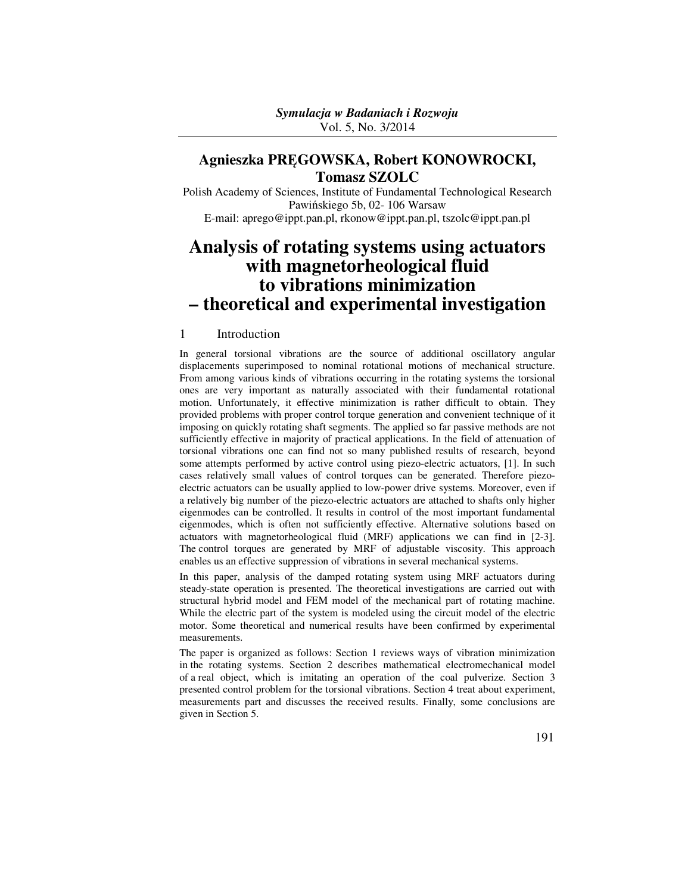*Symulacja w Badaniach i Rozwoju*
Vol. 5, No. 3/2014

**Agnieszka PRĘGOWSKA, Robert KONOWROCKI, Tomasz SZOLC**

Polish Academy of Sciences, Institute of Fundamental Technological Research
Pawińskiego 5b, 02- 106 Warsaw
E-mail: aprego@ippt.pan.pl, rkonow@ippt.pan.pl, tszolc@ippt.pan.pl

# Analysis of rotating systems using actuators with magnetorheological fluid to vibrations minimization – theoretical and experimental investigation

## 1 Introduction

In general torsional vibrations are the source of additional oscillatory angular displacements superimposed to nominal rotational motions of mechanical structure. From among various kinds of vibrations occurring in the rotating systems the torsional ones are very important as naturally associated with their fundamental rotational motion. Unfortunately, it effective minimization is rather difficult to obtain. They provided problems with proper control torque generation and convenient technique of it imposing on quickly rotating shaft segments. The applied so far passive methods are not sufficiently effective in majority of practical applications. In the field of attenuation of torsional vibrations one can find not so many published results of research, beyond some attempts performed by active control using piezo-electric actuators, [1]. In such cases relatively small values of control torques can be generated. Therefore piezo-electric actuators can be usually applied to low-power drive systems. Moreover, even if a relatively big number of the piezo-electric actuators are attached to shafts only higher eigenmodes can be controlled. It results in control of the most important fundamental eigenmodes, which is often not sufficiently effective. Alternative solutions based on actuators with magnetorheological fluid (MRF) applications we can find in [2-3]. The control torques are generated by MRF of adjustable viscosity. This approach enables us an effective suppression of vibrations in several mechanical systems.

In this paper, analysis of the damped rotating system using MRF actuators during steady-state operation is presented. The theoretical investigations are carried out with structural hybrid model and FEM model of the mechanical part of rotating machine. While the electric part of the system is modeled using the circuit model of the electric motor. Some theoretical and numerical results have been confirmed by experimental measurements.

The paper is organized as follows: Section 1 reviews ways of vibration minimization in the rotating systems. Section 2 describes mathematical electromechanical model of a real object, which is imitating an operation of the coal pulverize. Section 3 presented control problem for the torsional vibrations. Section 4 treat about experiment, measurements part and discusses the received results. Finally, some conclusions are given in Section 5.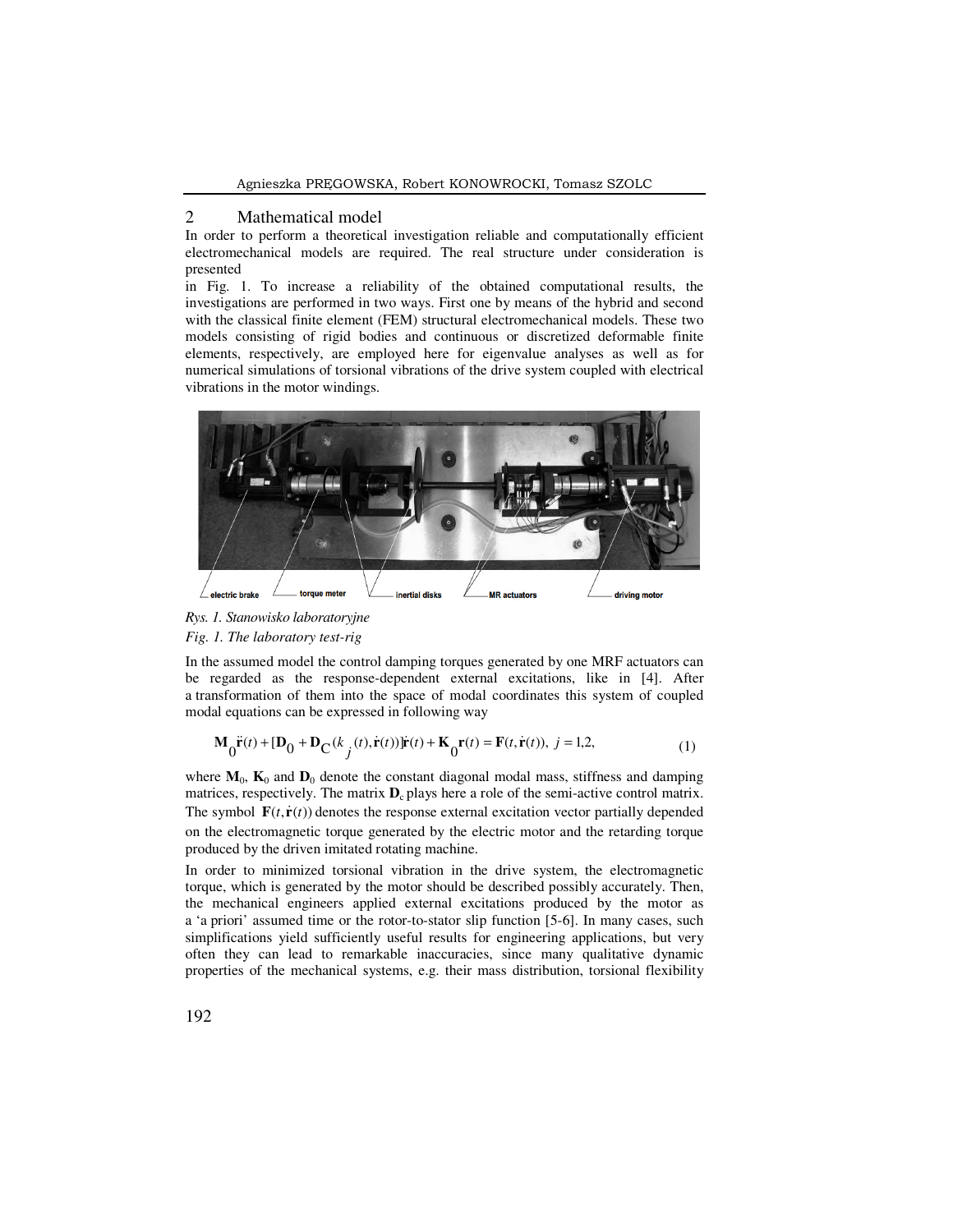## 2 Mathematical model

In order to perform a theoretical investigation reliable and computationally efficient electromechanical models are required. The real structure under consideration is presented in Fig. 1. To increase a reliability of the obtained computational results, the investigations are performed in two ways. First one by means of the hybrid and second with the classical finite element (FEM) structural electromechanical models. These two models consisting of rigid bodies and continuous or discretized deformable finite elements, respectively, are employed here for eigenvalue analyses as well as for numerical simulations of torsional vibrations of the drive system coupled with electrical vibrations in the motor windings.

electric brake — torque meter — inertial disks — MR actuators — driving motor

*Rys. 1. Stanowisko laboratoryjne*

*Fig. 1. The laboratory test-rig*

In the assumed model the control damping torques generated by one MRF actuators can be regarded as the response-dependent external excitations, like in [4]. After a transformation of them into the space of modal coordinates this system of coupled modal equations can be expressed in following way

$$\mathbf{M}_0\ddot{\mathbf{r}}(t) + [\mathbf{D}_0 + \mathbf{D}_C(k_j(t), \dot{\mathbf{r}}(t))]\dot{\mathbf{r}}(t) + \mathbf{K}_0\mathbf{r}(t) = \mathbf{F}(t, \dot{\mathbf{r}}(t)), \; j = 1,2, \tag{1}$$

where $\mathbf{M}_0$, $\mathbf{K}_0$ and $\mathbf{D}_0$ denote the constant diagonal modal mass, stiffness and damping matrices, respectively. The matrix $\mathbf{D}_c$ plays here a role of the semi-active control matrix. The symbol $\mathbf{F}(t, \dot{\mathbf{r}}(t))$ denotes the response external excitation vector partially depended on the electromagnetic torque generated by the electric motor and the retarding torque produced by the driven imitated rotating machine.

In order to minimized torsional vibration in the drive system, the electromagnetic torque, which is generated by the motor should be described possibly accurately. Then, the mechanical engineers applied external excitations produced by the motor as a 'a priori' assumed time or the rotor-to-stator slip function [5-6]. In many cases, such simplifications yield sufficiently useful results for engineering applications, but very often they can lead to remarkable inaccuracies, since many qualitative dynamic properties of the mechanical systems, e.g. their mass distribution, torsional flexibility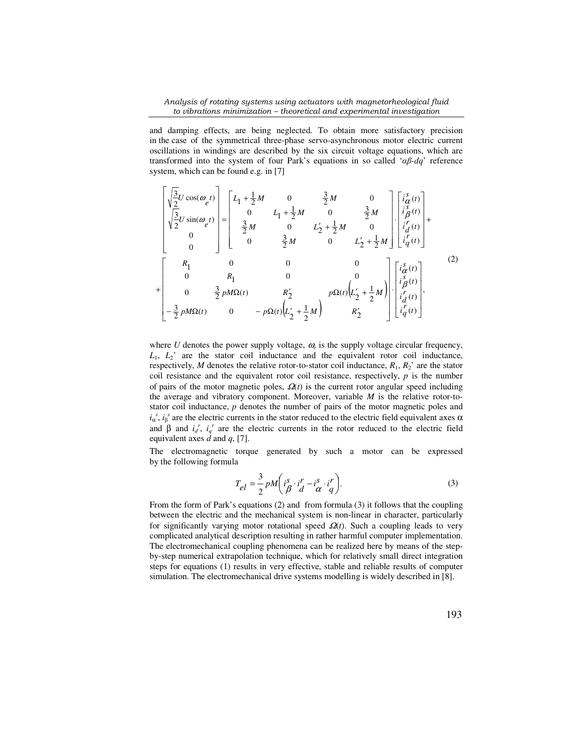and damping effects, are being neglected. To obtain more satisfactory precision in the case of the symmetrical three-phase servo-asynchronous motor electric current oscillations in windings are described by the six circuit voltage equations, which are transformed into the system of four Park's equations in so called '*αβ-dq*' reference system, which can be found e.g. in [7]

$$
\begin{bmatrix} \sqrt{\frac{3}{2}}U\cos(\omega_e t) \\ \sqrt{\frac{3}{2}}U\sin(\omega_e t) \\ 0 \\ 0 \end{bmatrix} = \begin{bmatrix} L_1+\frac{1}{2}M & 0 & \frac{3}{2}M & 0 \\ 0 & L_1+\frac{1}{2}M & 0 & \frac{3}{2}M \\ \frac{3}{2}M & 0 & L_2'+\frac{1}{2}M & 0 \\ 0 & \frac{3}{2}M & 0 & L_2'+\frac{1}{2}M \end{bmatrix} \cdot \begin{bmatrix} \dot{i}_\alpha^s(t) \\ \dot{i}_\beta^s(t) \\ \dot{i}_d^r(t) \\ \dot{i}_q^r(t) \end{bmatrix} +
$$

$$
+\begin{bmatrix} R_1 & 0 & 0 & 0 \\ 0 & R_1 & 0 & 0 \\ 0 & \frac{3}{2}pM\Omega(t) & R_2' & p\Omega(t)\left(L_2'+\frac{1}{2}M\right) \\ -\frac{3}{2}pM\Omega(t) & 0 & -p\Omega(t)\left(L_2'+\frac{1}{2}M\right) & R_2' \end{bmatrix} \cdot \begin{bmatrix} i_\alpha^s(t) \\ i_\beta^s(t) \\ i_d^r(t) \\ i_q^r(t) \end{bmatrix}, \tag{2}
$$

where $U$ denotes the power supply voltage, $\omega_e$ is the supply voltage circular frequency, $L_1$, $L_2$' are the stator coil inductance and the equivalent rotor coil inductance, respectively, $M$ denotes the relative rotor-to-stator coil inductance, $R_1$, $R_2$' are the stator coil resistance and the equivalent rotor coil resistance, respectively, $p$ is the number of pairs of the motor magnetic poles, $\Omega(t)$ is the current rotor angular speed including the average and vibratory component. Moreover, variable $M$ is the relative rotor-to-stator coil inductance, $p$ denotes the number of pairs of the motor magnetic poles and $i_\alpha^s$, $i_\beta^s$ are the electric currents in the stator reduced to the electric field equivalent axes $\alpha$ and $\beta$ and $i_d^r$, $i_q^r$ are the electric currents in the rotor reduced to the electric field equivalent axes $d$ and $q$, [7].

The electromagnetic torque generated by such a motor can be expressed by the following formula

$$
T_{el} = \frac{3}{2}pM\left(i_\beta^s \cdot i_d^r - i_\alpha^s \cdot i_q^r\right). \tag{3}
$$

From the form of Park's equations (2) and from formula (3) it follows that the coupling between the electric and the mechanical system is non-linear in character, particularly for significantly varying motor rotational speed $\Omega(t)$. Such a coupling leads to very complicated analytical description resulting in rather harmful computer implementation. The electromechanical coupling phenomena can be realized here by means of the step-by-step numerical extrapolation technique, which for relatively small direct integration steps for equations (1) results in very effective, stable and reliable results of computer simulation. The electromechanical drive systems modelling is widely described in [8].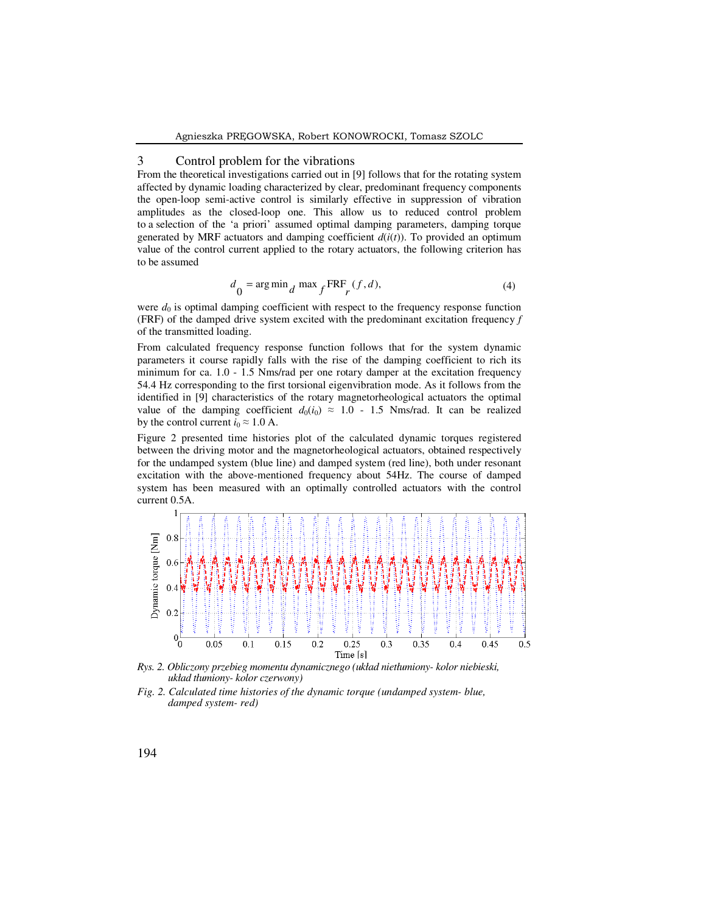## 3 Control problem for the vibrations

From the theoretical investigations carried out in [9] follows that for the rotating system affected by dynamic loading characterized by clear, predominant frequency components the open-loop semi-active control is similarly effective in suppression of vibration amplitudes as the closed-loop one. This allow us to reduced control problem to a selection of the 'a priori' assumed optimal damping parameters, damping torque generated by MRF actuators and damping coefficient $d(i(t))$. To provided an optimum value of the control current applied to the rotary actuators, the following criterion has to be assumed

$$d_0 = \arg\min_d \max_f \mathrm{FRF}_r(f, d), \tag{4}$$

were $d_0$ is optimal damping coefficient with respect to the frequency response function (FRF) of the damped drive system excited with the predominant excitation frequency $f$ of the transmitted loading.

From calculated frequency response function follows that for the system dynamic parameters it course rapidly falls with the rise of the damping coefficient to rich its minimum for ca. 1.0 - 1.5 Nms/rad per one rotary damper at the excitation frequency 54.4 Hz corresponding to the first torsional eigenvibration mode. As it follows from the identified in [9] characteristics of the rotary magnetorheological actuators the optimal value of the damping coefficient $d_0(i_0) \approx 1.0 - 1.5$ Nms/rad. It can be realized by the control current $i_0 \approx 1.0$ A.

Figure 2 presented time histories plot of the calculated dynamic torques registered between the driving motor and the magnetorheological actuators, obtained respectively for the undamped system (blue line) and damped system (red line), both under resonant excitation with the above-mentioned frequency about 54Hz. The course of damped system has been measured with an optimally controlled actuators with the control current 0.5A.

*Rys. 2. Obliczony przebieg momentu dynamicznego (układ niettłumiony- kolor niebieski, układ tłumiony- kolor czerwony)*

*Fig. 2. Calculated time histories of the dynamic torque (undamped system- blue, damped system- red)*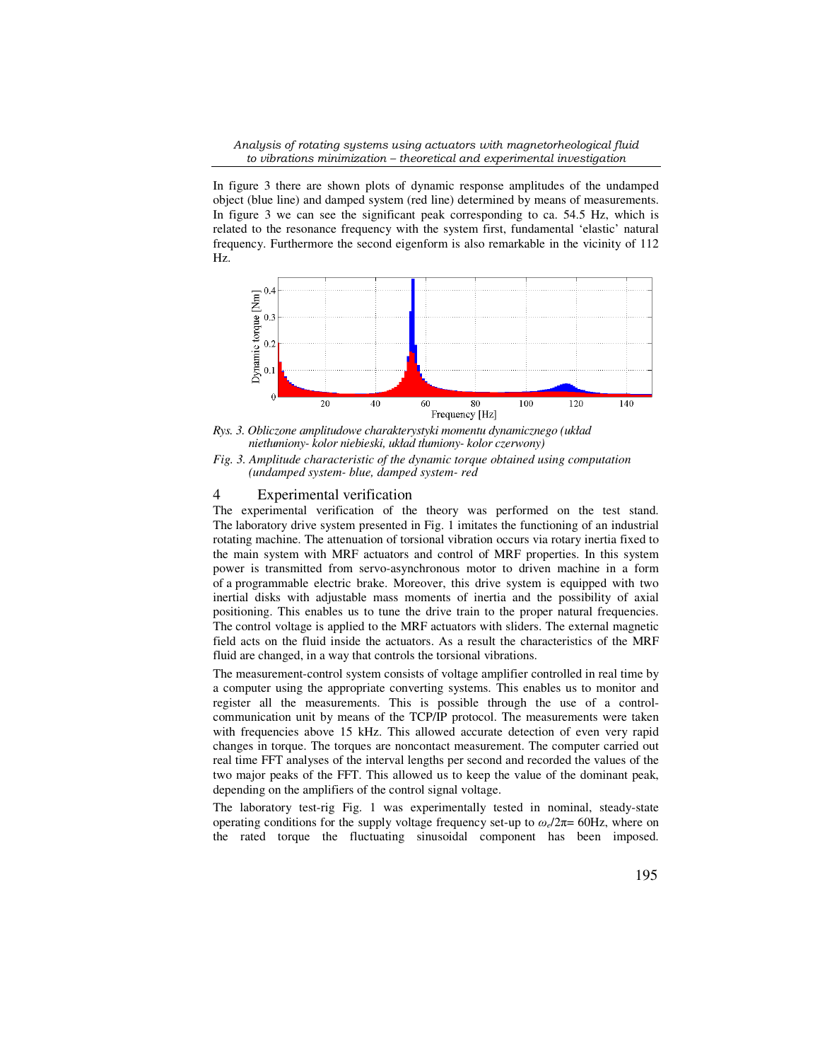In figure 3 there are shown plots of dynamic response amplitudes of the undamped object (blue line) and damped system (red line) determined by means of measurements. In figure 3 we can see the significant peak corresponding to ca. 54.5 Hz, which is related to the resonance frequency with the system first, fundamental 'elastic' natural frequency. Furthermore the second eigenform is also remarkable in the vicinity of 112 Hz.

*Rys. 3. Obliczone amplitudowe charakterystyki momentu dynamicznego (układ niettłumiony- kolor niebieski, układ tłumiony- kolor czerwony)*

*Fig. 3. Amplitude characteristic of the dynamic torque obtained using computation (undamped system- blue, damped system- red*

## 4 Experimental verification

The experimental verification of the theory was performed on the test stand. The laboratory drive system presented in Fig. 1 imitates the functioning of an industrial rotating machine. The attenuation of torsional vibration occurs via rotary inertia fixed to the main system with MRF actuators and control of MRF properties. In this system power is transmitted from servo-asynchronous motor to driven machine in a form of a programmable electric brake. Moreover, this drive system is equipped with two inertial disks with adjustable mass moments of inertia and the possibility of axial positioning. This enables us to tune the drive train to the proper natural frequencies. The control voltage is applied to the MRF actuators with sliders. The external magnetic field acts on the fluid inside the actuators. As a result the characteristics of the MRF fluid are changed, in a way that controls the torsional vibrations.

The measurement-control system consists of voltage amplifier controlled in real time by a computer using the appropriate converting systems. This enables us to monitor and register all the measurements. This is possible through the use of a control-communication unit by means of the TCP/IP protocol. The measurements were taken with frequencies above 15 kHz. This allowed accurate detection of even very rapid changes in torque. The torques are noncontact measurement. The computer carried out real time FFT analyses of the interval lengths per second and recorded the values of the two major peaks of the FFT. This allowed us to keep the value of the dominant peak, depending on the amplifiers of the control signal voltage.

The laboratory test-rig Fig. 1 was experimentally tested in nominal, steady-state operating conditions for the supply voltage frequency set-up to $\omega_e/2\pi$= 60Hz, where on the rated torque the fluctuating sinusoidal component has been imposed.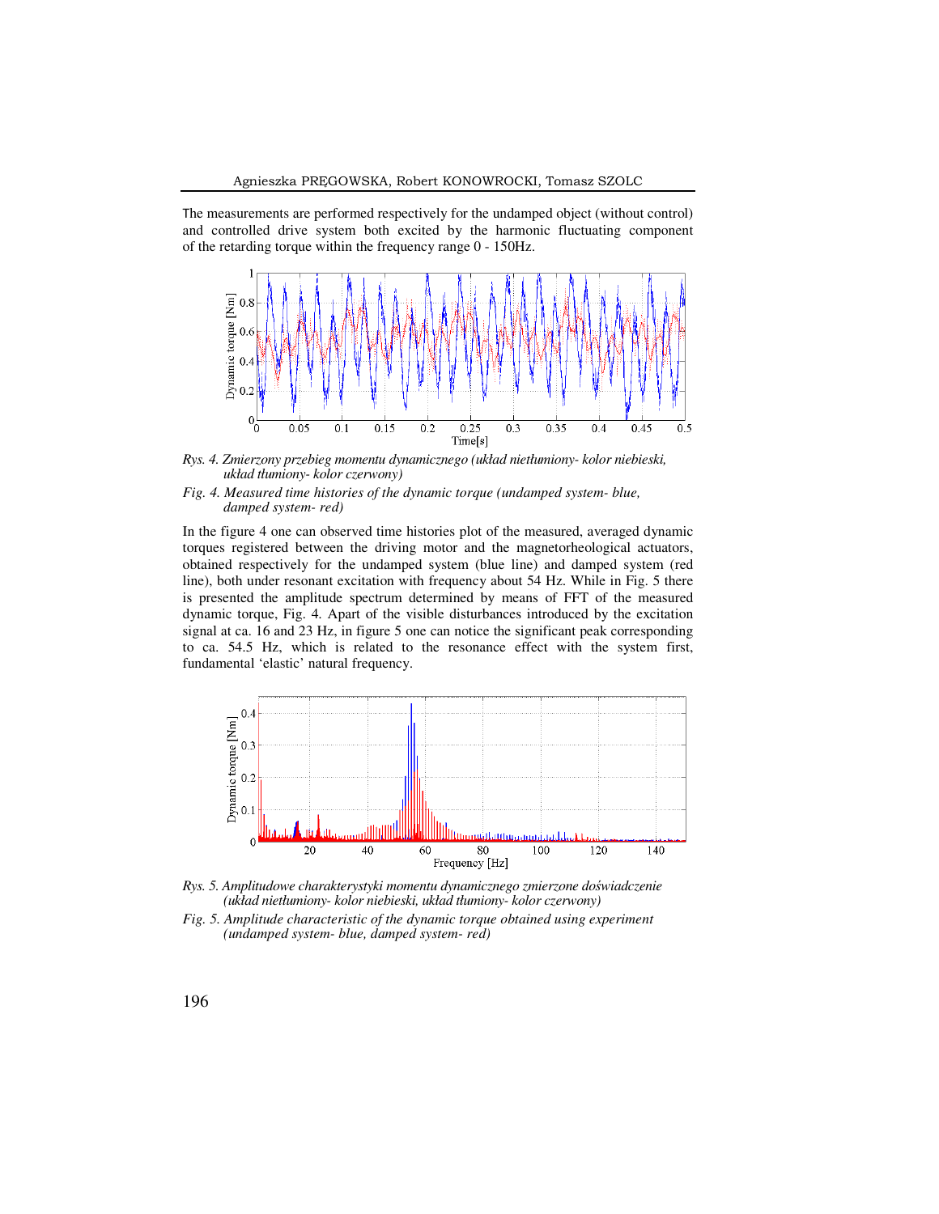The measurements are performed respectively for the undamped object (without control) and controlled drive system both excited by the harmonic fluctuating component of the retarding torque within the frequency range 0 - 150Hz.

*Rys. 4. Zmierzony przebieg momentu dynamicznego (układ niettłumiony- kolor niebieski, układ tłumiony- kolor czerwony)*

*Fig. 4. Measured time histories of the dynamic torque (undamped system- blue, damped system- red)*

In the figure 4 one can observed time histories plot of the measured, averaged dynamic torques registered between the driving motor and the magnetorheological actuators, obtained respectively for the undamped system (blue line) and damped system (red line), both under resonant excitation with frequency about 54 Hz. While in Fig. 5 there is presented the amplitude spectrum determined by means of FFT of the measured dynamic torque, Fig. 4. Apart of the visible disturbances introduced by the excitation signal at ca. 16 and 23 Hz, in figure 5 one can notice the significant peak corresponding to ca. 54.5 Hz, which is related to the resonance effect with the system first, fundamental 'elastic' natural frequency.

*Rys. 5. Amplitudowe charakterystyki momentu dynamicznego zmierzone doświadczenie (układ niettłumiony- kolor niebieski, układ tłumiony- kolor czerwony)*

*Fig. 5. Amplitude characteristic of the dynamic torque obtained using experiment (undamped system- blue, damped system- red)*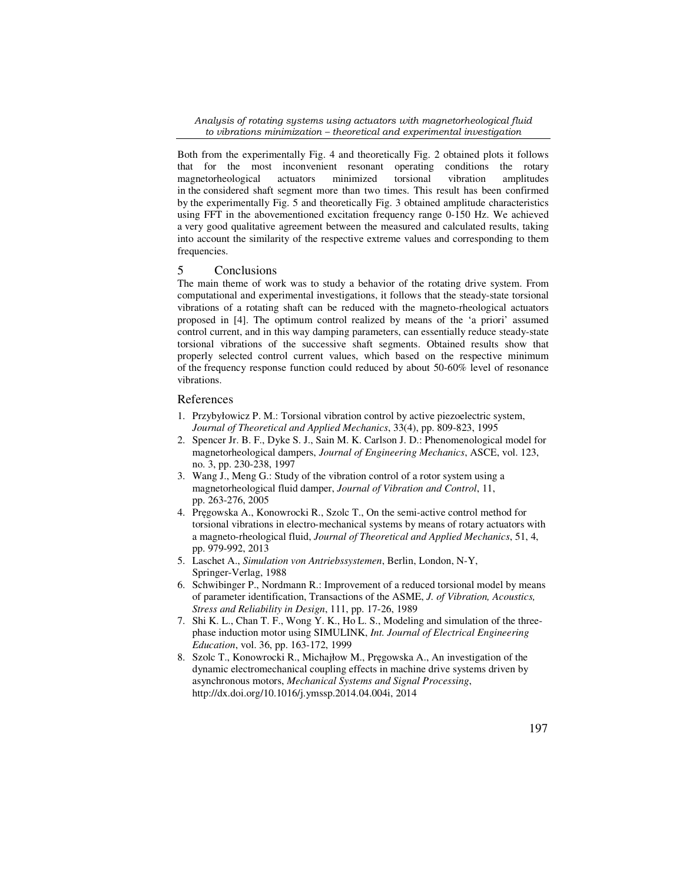Both from the experimentally Fig. 4 and theoretically Fig. 2 obtained plots it follows that for the most inconvenient resonant operating conditions the rotary magnetorheological actuators minimized torsional vibration amplitudes in the considered shaft segment more than two times. This result has been confirmed by the experimentally Fig. 5 and theoretically Fig. 3 obtained amplitude characteristics using FFT in the abovementioned excitation frequency range 0-150 Hz. We achieved a very good qualitative agreement between the measured and calculated results, taking into account the similarity of the respective extreme values and corresponding to them frequencies.

## 5 Conclusions

The main theme of work was to study a behavior of the rotating drive system. From computational and experimental investigations, it follows that the steady-state torsional vibrations of a rotating shaft can be reduced with the magneto-rheological actuators proposed in [4]. The optimum control realized by means of the 'a priori' assumed control current, and in this way damping parameters, can essentially reduce steady-state torsional vibrations of the successive shaft segments. Obtained results show that properly selected control current values, which based on the respective minimum of the frequency response function could reduced by about 50-60% level of resonance vibrations.

## References

1. Przybyłowicz P. M.: Torsional vibration control by active piezoelectric system, *Journal of Theoretical and Applied Mechanics*, 33(4), pp. 809-823, 1995
2. Spencer Jr. B. F., Dyke S. J., Sain M. K. Carlson J. D.: Phenomenological model for magnetorheological dampers, *Journal of Engineering Mechanics*, ASCE, vol. 123, no. 3, pp. 230-238, 1997
3. Wang J., Meng G.: Study of the vibration control of a rotor system using a magnetorheological fluid damper, *Journal of Vibration and Control*, 11, pp. 263-276, 2005
4. Pręgowska A., Konowrocki R., Szolc T., On the semi-active control method for torsional vibrations in electro-mechanical systems by means of rotary actuators with a magneto-rheological fluid, *Journal of Theoretical and Applied Mechanics*, 51, 4, pp. 979-992, 2013
5. Laschet A., *Simulation von Antriebssystemen*, Berlin, London, N-Y, Springer-Verlag, 1988
6. Schwibinger P., Nordmann R.: Improvement of a reduced torsional model by means of parameter identification, Transactions of the ASME, *J. of Vibration, Acoustics, Stress and Reliability in Design*, 111, pp. 17-26, 1989
7. Shi K. L., Chan T. F., Wong Y. K., Ho L. S., Modeling and simulation of the three-phase induction motor using SIMULINK, *Int. Journal of Electrical Engineering Education*, vol. 36, pp. 163-172, 1999
8. Szolc T., Konowrocki R., Michajłow M., Pręgowska A., An investigation of the dynamic electromechanical coupling effects in machine drive systems driven by asynchronous motors, *Mechanical Systems and Signal Processing*, http://dx.doi.org/10.1016/j.ymssp.2014.04.004i, 2014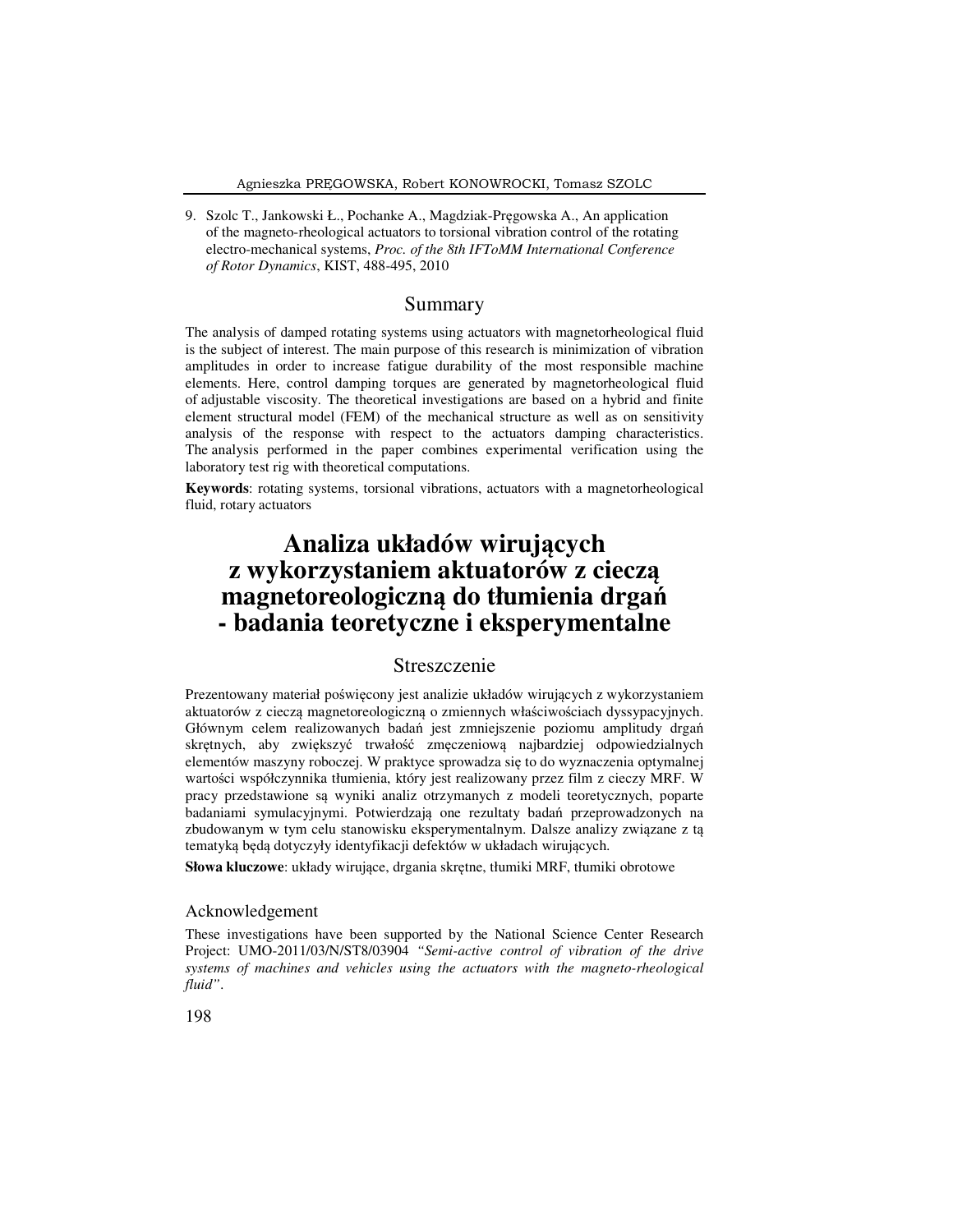9. Szolc T., Jankowski Ł., Pochanke A., Magdziak-Pręgowska A., An application of the magneto-rheological actuators to torsional vibration control of the rotating electro-mechanical systems, *Proc. of the 8th IFToMM International Conference of Rotor Dynamics*, KIST, 488-495, 2010

## Summary

The analysis of damped rotating systems using actuators with magnetorheological fluid is the subject of interest. The main purpose of this research is minimization of vibration amplitudes in order to increase fatigue durability of the most responsible machine elements. Here, control damping torques are generated by magnetorheological fluid of adjustable viscosity. The theoretical investigations are based on a hybrid and finite element structural model (FEM) of the mechanical structure as well as on sensitivity analysis of the response with respect to the actuators damping characteristics. The analysis performed in the paper combines experimental verification using the laboratory test rig with theoretical computations.

**Keywords**: rotating systems, torsional vibrations, actuators with a magnetorheological fluid, rotary actuators

# Analiza układów wirujących z wykorzystaniem aktuatorów z cieczą magnetoreologiczną do tłumienia drgań - badania teoretyczne i eksperymentalne

## Streszczenie

Prezentowany materiał poświęcony jest analizie układów wirujących z wykorzystaniem aktuatorów z cieczą magnetoreologiczną o zmiennych właściwościach dyssypacyjnych. Głównym celem realizowanych badań jest zmniejszenie poziomu amplitudy drgań skrętnych, aby zwiększyć trwałość zmęczeniową najbardziej odpowiedzialnych elementów maszyny roboczej. W praktyce sprowadza się to do wyznaczenia optymalnej wartości współczynnika tłumienia, który jest realizowany przez film z cieczy MRF. W pracy przedstawione są wyniki analiz otrzymanych z modeli teoretycznych, poparte badaniami symulacyjnymi. Potwierdzają one rezultaty badań przeprowadzonych na zbudowanym w tym celu stanowisku eksperymentalnym. Dalsze analizy związane z tą tematyką będą dotyczyły identyfikacji defektów w układach wirujących.

**Słowa kluczowe**: układy wirujące, drgania skrętne, tłumiki MRF, tłumiki obrotowe

### Acknowledgement

These investigations have been supported by the National Science Center Research Project: UMO-2011/03/N/ST8/03904 *"Semi-active control of vibration of the drive systems of machines and vehicles using the actuators with the magneto-rheological fluid"*.